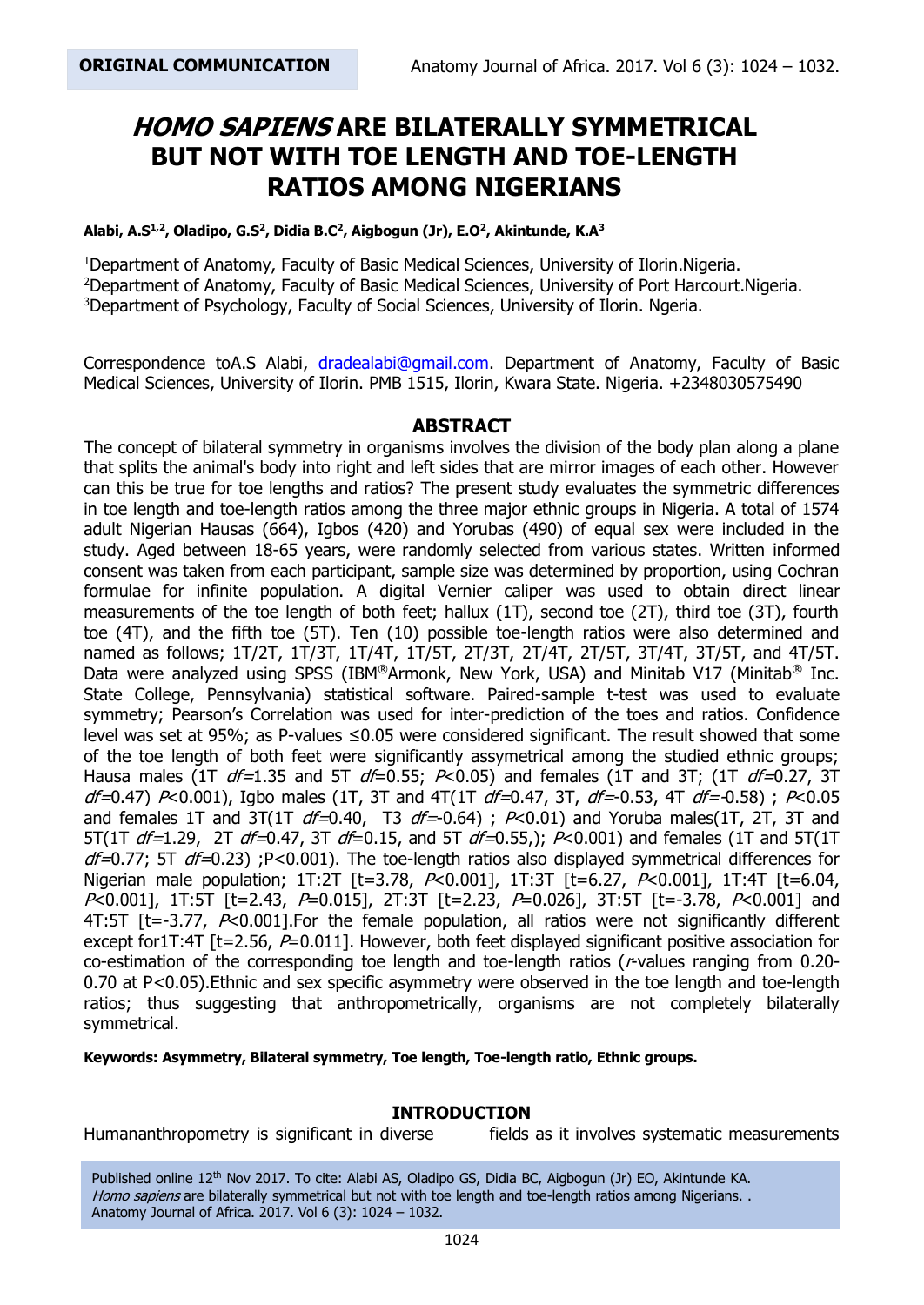**ORIGINAL COMMUNICATION**

# *HOMO SAPIENS* ARE BILATERALLY SYMMETRICAL BUT NOT WITH TOE LENGTH AND TOE-LENGTH RATIOS AMONG NIGERIANS

**Alabi, A.S[1,2], Oladipo, G.S[2], Didia B.C[2], Aigbogun (Jr), E.O[2], Akintunde, K.A[3]**

[1]Department of Anatomy, Faculty of Basic Medical Sciences, University of Ilorin.Nigeria.
[2]Department of Anatomy, Faculty of Basic Medical Sciences, University of Port Harcourt.Nigeria.
[3]Department of Psychology, Faculty of Social Sciences, University of Ilorin. Ngeria.

Correspondence toA.S Alabi, dradealabi@gmail.com. Department of Anatomy, Faculty of Basic Medical Sciences, University of Ilorin. PMB 1515, Ilorin, Kwara State. Nigeria. +2348030575490

## ABSTRACT

The concept of bilateral symmetry in organisms involves the division of the body plan along a plane that splits the animal's body into right and left sides that are mirror images of each other. However can this be true for toe lengths and ratios? The present study evaluates the symmetric differences in toe length and toe-length ratios among the three major ethnic groups in Nigeria. A total of 1574 adult Nigerian Hausas (664), Igbos (420) and Yorubas (490) of equal sex were included in the study. Aged between 18-65 years, were randomly selected from various states. Written informed consent was taken from each participant, sample size was determined by proportion, using Cochran formulae for infinite population. A digital Vernier caliper was used to obtain direct linear measurements of the toe length of both feet; hallux (1T), second toe (2T), third toe (3T), fourth toe (4T), and the fifth toe (5T). Ten (10) possible toe-length ratios were also determined and named as follows; 1T/2T, 1T/3T, 1T/4T, 1T/5T, 2T/3T, 2T/4T, 2T/5T, 3T/4T, 3T/5T, and 4T/5T. Data were analyzed using SPSS (IBM®Armonk, New York, USA) and Minitab V17 (Minitab® Inc. State College, Pennsylvania) statistical software. Paired-sample t-test was used to evaluate symmetry; Pearson's Correlation was used for inter-prediction of the toes and ratios. Confidence level was set at 95%; as P-values ≤0.05 were considered significant. The result showed that some of the toe length of both feet were significantly assymetrical among the studied ethnic groups; Hausa males (1T *df*=1.35 and 5T *df*=0.55; *P*<0.05) and females (1T and 3T; (1T *df*=0.27, 3T *df*=0.47) *P*<0.001), Igbo males (1T, 3T and 4T(1T *df*=0.47, 3T, *df*=-0.53, 4T *df*=-0.58) ; *P*<0.05 and females 1T and 3T(1T *df*=0.40, T3 *df*=-0.64) ; *P*<0.01) and Yoruba males(1T, 2T, 3T and 5T(1T *df*=1.29, 2T *df*=0.47, 3T *df*=0.15, and 5T *df*=0.55,); *P*<0.001) and females (1T and 5T(1T *df*=0.77; 5T *df*=0.23) ;P<0.001). The toe-length ratios also displayed symmetrical differences for Nigerian male population; 1T:2T [t=3.78, *P*<0.001], 1T:3T [t=6.27, *P*<0.001], 1T:4T [t=6.04, *P*<0.001], 1T:5T [t=2.43, *P*=0.015], 2T:3T [t=2.23, *P*=0.026], 3T:5T [t=-3.78, *P*<0.001] and 4T:5T [t=-3.77, *P*<0.001].For the female population, all ratios were not significantly different except for1T:4T [t=2.56, *P*=0.011]. However, both feet displayed significant positive association for co-estimation of the corresponding toe length and toe-length ratios (*r*-values ranging from 0.20-0.70 at P<0.05).Ethnic and sex specific asymmetry were observed in the toe length and toe-length ratios; thus suggesting that anthropometrically, organisms are not completely bilaterally symmetrical.

**Keywords: Asymmetry, Bilateral symmetry, Toe length, Toe-length ratio, Ethnic groups.**

## INTRODUCTION

Humananthropometry is significant in diverse fields as it involves systematic measurements

Published online 12th Nov 2017. To cite: Alabi AS, Oladipo GS, Didia BC, Aigbogun (Jr) EO, Akintunde KA. *Homo sapiens* are bilaterally symmetrical but not with toe length and toe-length ratios among Nigerians. . Anatomy Journal of Africa. 2017. Vol 6 (3): 1024 – 1032.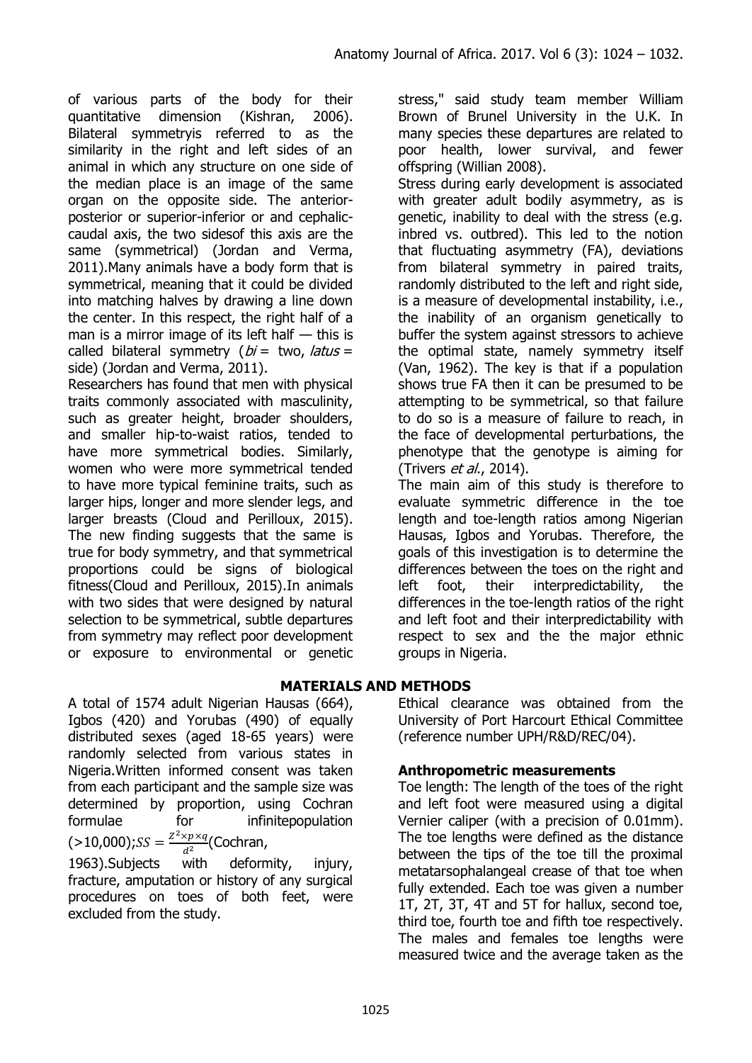of various parts of the body for their quantitative dimension (Kishran, 2006). Bilateral symmetryis referred to as the similarity in the right and left sides of an animal in which any structure on one side of the median place is an image of the same organ on the opposite side. The anterior-posterior or superior-inferior or and cephalic-caudal axis, the two sidesof this axis are the same (symmetrical) (Jordan and Verma, 2011).Many animals have a body form that is symmetrical, meaning that it could be divided into matching halves by drawing a line down the center. In this respect, the right half of a man is a mirror image of its left half — this is called bilateral symmetry (*bi* = two, *latus* = side) (Jordan and Verma, 2011).

Researchers has found that men with physical traits commonly associated with masculinity, such as greater height, broader shoulders, and smaller hip-to-waist ratios, tended to have more symmetrical bodies. Similarly, women who were more symmetrical tended to have more typical feminine traits, such as larger hips, longer and more slender legs, and larger breasts (Cloud and Perilloux, 2015). The new finding suggests that the same is true for body symmetry, and that symmetrical proportions could be signs of biological fitness(Cloud and Perilloux, 2015).In animals with two sides that were designed by natural selection to be symmetrical, subtle departures from symmetry may reflect poor development or exposure to environmental or genetic stress," said study team member William Brown of Brunel University in the U.K. In many species these departures are related to poor health, lower survival, and fewer offspring (Willian 2008).

Stress during early development is associated with greater adult bodily asymmetry, as is genetic, inability to deal with the stress (e.g. inbred vs. outbred). This led to the notion that fluctuating asymmetry (FA), deviations from bilateral symmetry in paired traits, randomly distributed to the left and right side, is a measure of developmental instability, i.e., the inability of an organism genetically to buffer the system against stressors to achieve the optimal state, namely symmetry itself (Van, 1962). The key is that if a population shows true FA then it can be presumed to be attempting to be symmetrical, so that failure to do so is a measure of failure to reach, in the face of developmental perturbations, the phenotype that the genotype is aiming for (Trivers *et al*., 2014).

The main aim of this study is therefore to evaluate symmetric difference in the toe length and toe-length ratios among Nigerian Hausas, Igbos and Yorubas. Therefore, the goals of this investigation is to determine the differences between the toes on the right and left foot, their interpredictability, the differences in the toe-length ratios of the right and left foot and their interpredictability with respect to sex and the the major ethnic groups in Nigeria.

## MATERIALS AND METHODS

A total of 1574 adult Nigerian Hausas (664), Igbos (420) and Yorubas (490) of equally distributed sexes (aged 18-65 years) were randomly selected from various states in Nigeria.Written informed consent was taken from each participant and the sample size was determined by proportion, using Cochran formulae for infinitepopulation (>10,000);$SS = \frac{Z^2 \times p \times q}{d^2}$(Cochran, 1963).Subjects with deformity, injury, fracture, amputation or history of any surgical procedures on toes of both feet, were excluded from the study.

Ethical clearance was obtained from the University of Port Harcourt Ethical Committee (reference number UPH/R&D/REC/04).

### Anthropometric measurements

Toe length: The length of the toes of the right and left foot were measured using a digital Vernier caliper (with a precision of 0.01mm). The toe lengths were defined as the distance between the tips of the toe till the proximal metatarsophalangeal crease of that toe when fully extended. Each toe was given a number 1T, 2T, 3T, 4T and 5T for hallux, second toe, third toe, fourth toe and fifth toe respectively. The males and females toe lengths were measured twice and the average taken as the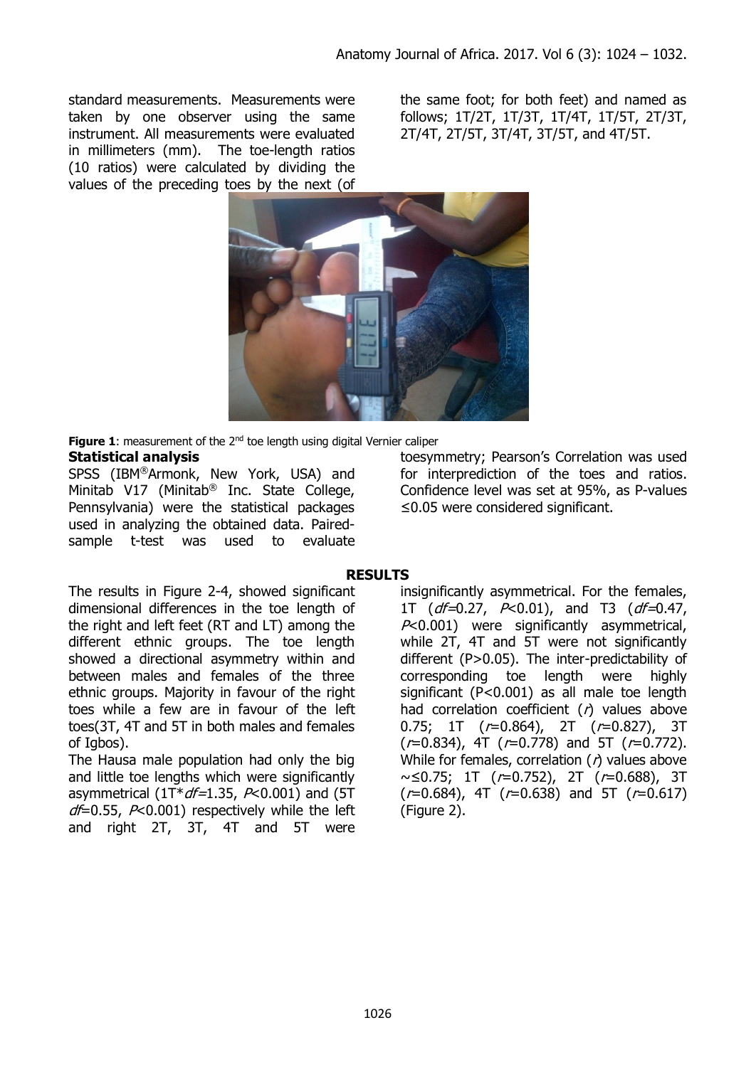standard measurements. Measurements were taken by one observer using the same instrument. All measurements were evaluated in millimeters (mm). The toe-length ratios (10 ratios) were calculated by dividing the values of the preceding toes by the next (of the same foot; for both feet) and named as follows; 1T/2T, 1T/3T, 1T/4T, 1T/5T, 2T/3T, 2T/4T, 2T/5T, 3T/4T, 3T/5T, and 4T/5T.

**Figure 1**: measurement of the 2nd toe length using digital Vernier caliper

**Statistical analysis**

SPSS (IBM®Armonk, New York, USA) and Minitab V17 (Minitab® Inc. State College, Pennsylvania) were the statistical packages used in analyzing the obtained data. Paired-sample t-test was used to evaluate toesymmetry; Pearson's Correlation was used for interprediction of the toes and ratios. Confidence level was set at 95%, as P-values ≤0.05 were considered significant.

## RESULTS

The results in Figure 2-4, showed significant dimensional differences in the toe length of the right and left feet (RT and LT) among the different ethnic groups. The toe length showed a directional asymmetry within and between males and females of the three ethnic groups. Majority in favour of the right toes while a few are in favour of the left toes(3T, 4T and 5T in both males and females of Igbos).

The Hausa male population had only the big and little toe lengths which were significantly asymmetrical (1T*$df$=1.35, $P$<0.001) and (5T $df$=0.55, $P$<0.001) respectively while the left and right 2T, 3T, 4T and 5T were insignificantly asymmetrical. For the females, 1T ($df$=0.27, $P$<0.01), and T3 ($df$=0.47, $P$<0.001) were significantly asymmetrical, while 2T, 4T and 5T were not significantly different (P>0.05). The inter-predictability of corresponding toe length were highly significant (P<0.001) as all male toe length had correlation coefficient ($r$) values above 0.75; 1T ($r$=0.864), 2T ($r$=0.827), 3T ($r$=0.834), 4T ($r$=0.778) and 5T ($r$=0.772). While for females, correlation ($r$) values above ~≤0.75; 1T ($r$=0.752), 2T ($r$=0.688), 3T ($r$=0.684), 4T ($r$=0.638) and 5T ($r$=0.617) (Figure 2).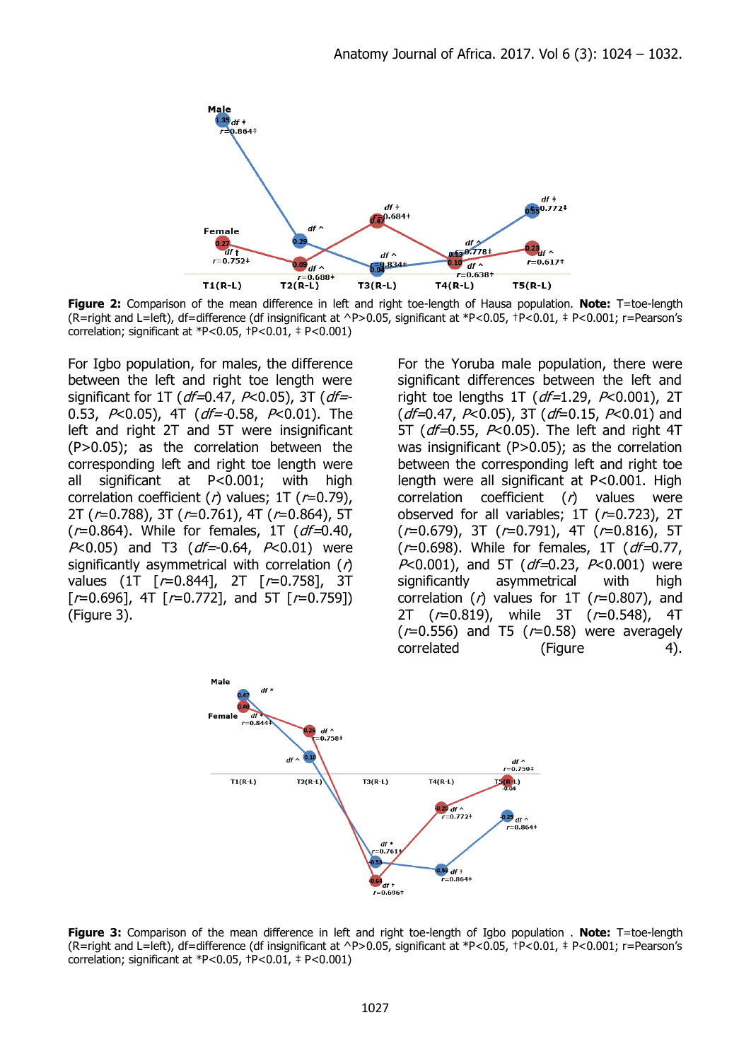**Figure 2:** Comparison of the mean difference in left and right toe-length of Hausa population. **Note:** T=toe-length (R=right and L=left), df=difference (df insignificant at ^P>0.05, significant at *P<0.05, †P<0.01, ‡ P<0.001; r=Pearson's correlation; significant at *P<0.05, †P<0.01, ‡ P<0.001)

For Igbo population, for males, the difference between the left and right toe length were significant for 1T (*df*=0.47, *P*<0.05), 3T (*df*=-0.53, *P*<0.05), 4T (*df*=-0.58, *P*<0.01). The left and right 2T and 5T were insignificant (P>0.05); as the correlation between the corresponding left and right toe length were all significant at P<0.001; with high correlation coefficient (*r*) values; 1T (*r*=0.79), 2T (*r*=0.788), 3T (*r*=0.761), 4T (*r*=0.864), 5T (*r*=0.864). While for females, 1T (*df*=0.40, *P*<0.05) and T3 (*df*=-0.64, *P*<0.01) were significantly asymmetrical with correlation (*r*) values (1T [*r*=0.844], 2T [*r*=0.758], 3T [*r*=0.696], 4T [*r*=0.772], and 5T [*r*=0.759]) (Figure 3).

For the Yoruba male population, there were significant differences between the left and right toe lengths 1T (*df*=1.29, *P*<0.001), 2T (*df*=0.47, *P*<0.05), 3T (*df*=0.15, *P*<0.01) and 5T (*df*=0.55, *P*<0.05). The left and right 4T was insignificant (P>0.05); as the correlation between the corresponding left and right toe length were all significant at P<0.001. High correlation coefficient (*r*) values were observed for all variables; 1T (*r*=0.723), 2T (*r*=0.679), 3T (*r*=0.791), 4T (*r*=0.816), 5T (*r*=0.698). While for females, 1T (*df*=0.77, *P*<0.001), and 5T (*df*=0.23, *P*<0.001) were significantly asymmetrical with high correlation (*r*) values for 1T (*r*=0.807), and 2T (*r*=0.819), while 3T (*r*=0.548), 4T (*r*=0.556) and T5 (*r*=0.58) were averagely correlated (Figure 4).

**Figure 3:** Comparison of the mean difference in left and right toe-length of Igbo population . **Note:** T=toe-length (R=right and L=left), df=difference (df insignificant at ^P>0.05, significant at *P<0.05, †P<0.01, ‡ P<0.001; r=Pearson's correlation; significant at *P<0.05, †P<0.01, ‡ P<0.001)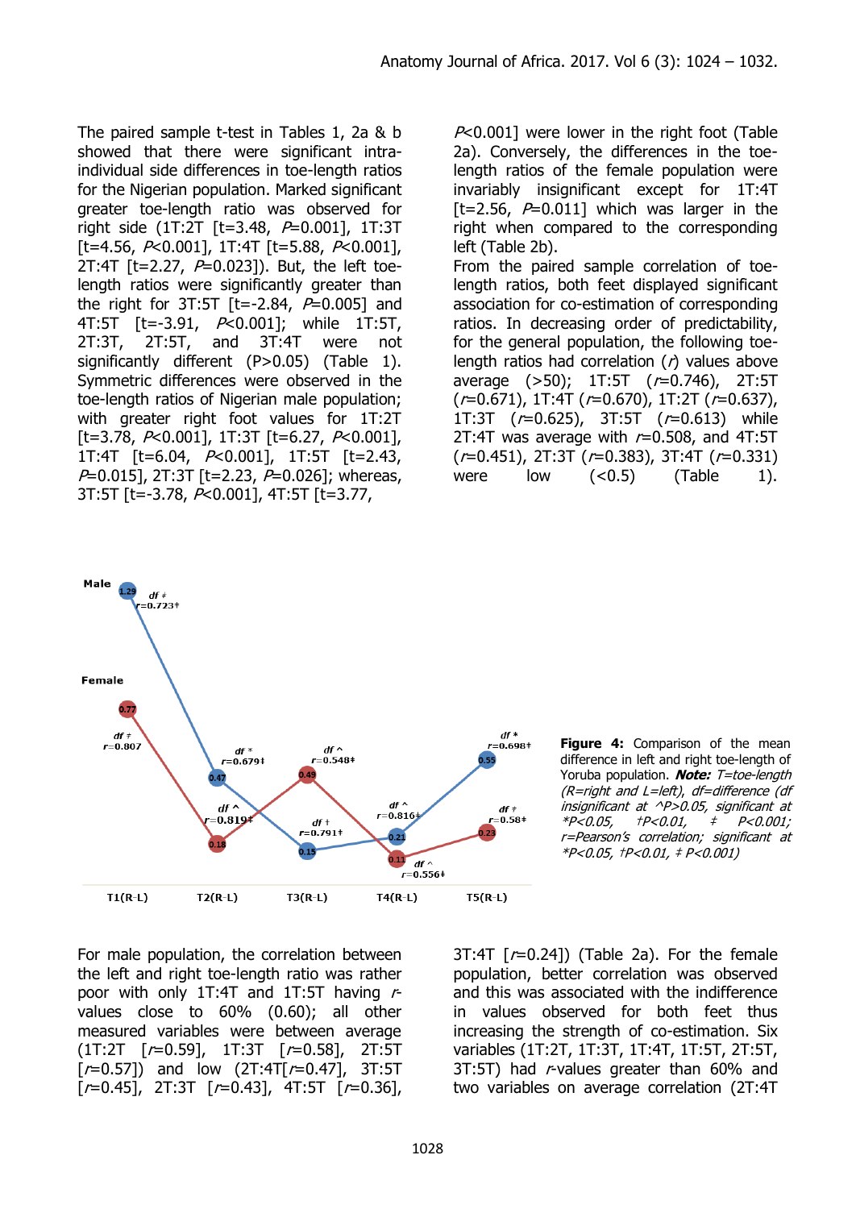The paired sample t-test in Tables 1, 2a & b showed that there were significant intra-individual side differences in toe-length ratios for the Nigerian population. Marked significant greater toe-length ratio was observed for right side (1T:2T [t=3.48, *P*=0.001], 1T:3T [t=4.56, *P*<0.001], 1T:4T [t=5.88, *P*<0.001], 2T:4T [t=2.27, *P*=0.023]). But, the left toe-length ratios were significantly greater than the right for 3T:5T [t=-2.84, *P*=0.005] and 4T:5T [t=-3.91, *P*<0.001]; while 1T:5T, 2T:3T, 2T:5T, and 3T:4T were not significantly different (P>0.05) (Table 1). Symmetric differences were observed in the toe-length ratios of Nigerian male population; with greater right foot values for 1T:2T [t=3.78, *P*<0.001], 1T:3T [t=6.27, *P*<0.001], 1T:4T [t=6.04, *P*<0.001], 1T:5T [t=2.43, *P*=0.015], 2T:3T [t=2.23, *P*=0.026]; whereas, 3T:5T [t=-3.78, *P*<0.001], 4T:5T [t=3.77, *P*<0.001] were lower in the right foot (Table 2a). Conversely, the differences in the toe-length ratios of the female population were invariably insignificant except for 1T:4T [t=2.56, *P*=0.011] which was larger in the right when compared to the corresponding left (Table 2b).

From the paired sample correlation of toe-length ratios, both feet displayed significant association for co-estimation of corresponding ratios. In decreasing order of predictability, for the general population, the following toe-length ratios had correlation (*r*) values above average (>50); 1T:5T (*r*=0.746), 2T:5T (*r*=0.671), 1T:4T (*r*=0.670), 1T:2T (*r*=0.637), 1T:3T (*r*=0.625), 3T:5T (*r*=0.613) while 2T:4T was average with *r*=0.508, and 4T:5T (*r*=0.451), 2T:3T (*r*=0.383), 3T:4T (*r*=0.331) were low (<0.5) (Table 1).

**Figure 4:** Comparison of the mean difference in left and right toe-length of Yoruba population. ***Note:*** *T=toe-length (R=right and L=left), df=difference (df insignificant at ^P>0.05, significant at \*P<0.05, †P<0.01, ‡ P<0.001; r=Pearson's correlation; significant at \*P<0.05, †P<0.01, ‡ P<0.001)*

For male population, the correlation between the left and right toe-length ratio was rather poor with only 1T:4T and 1T:5T having *r*-values close to 60% (0.60); all other measured variables were between average (1T:2T [*r*=0.59], 1T:3T [*r*=0.58], 2T:5T [*r*=0.57]) and low (2T:4T[*r*=0.47], 3T:5T [*r*=0.45], 2T:3T [*r*=0.43], 4T:5T [*r*=0.36], 3T:4T [*r*=0.24]) (Table 2a). For the female population, better correlation was observed and this was associated with the indifference in values observed for both feet thus increasing the strength of co-estimation. Six variables (1T:2T, 1T:3T, 1T:4T, 1T:5T, 2T:5T, 3T:5T) had *r*-values greater than 60% and two variables on average correlation (2T:4T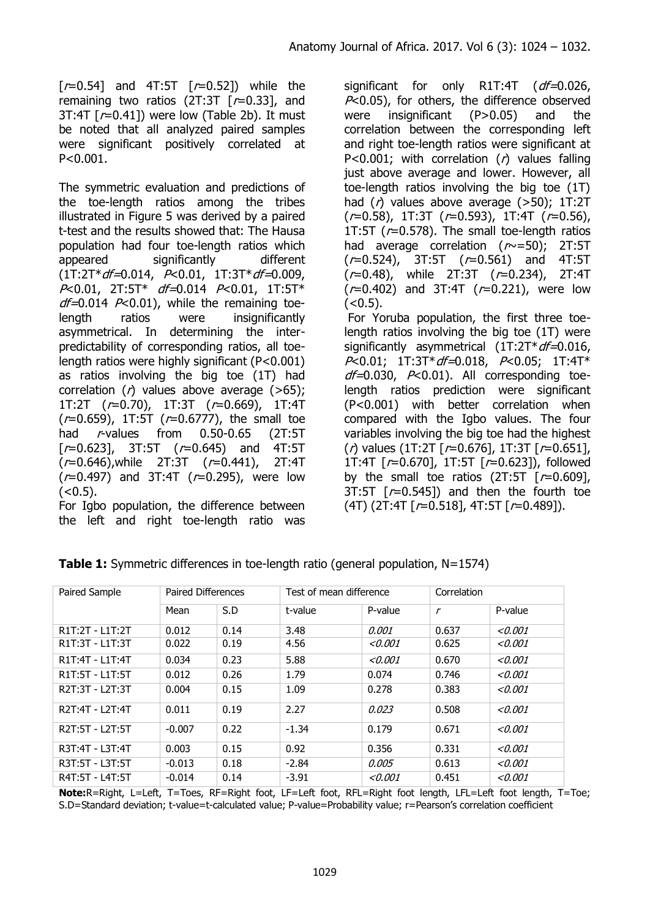[$r$=0.54] and 4T:5T [$r$=0.52]) while the remaining two ratios (2T:3T [$r$=0.33], and 3T:4T [$r$=0.41]) were low (Table 2b). It must be noted that all analyzed paired samples were significant positively correlated at P<0.001.

The symmetric evaluation and predictions of the toe-length ratios among the tribes illustrated in Figure 5 was derived by a paired t-test and the results showed that: The Hausa population had four toe-length ratios which appeared significantly different (1T:2T\* *df*=0.014, *P*<0.01, 1T:3T\* *df*=0.009, *P*<0.01, 2T:5T\* *df*=0.014 *P*<0.01, 1T:5T\* *df*=0.014 *P*<0.01), while the remaining toe-length ratios were insignificantly asymmetrical. In determining the inter-predictability of corresponding ratios, all toe-length ratios were highly significant (P<0.001) as ratios involving the big toe (1T) had correlation ($r$) values above average (>65); 1T:2T ($r$=0.70), 1T:3T ($r$=0.669), 1T:4T ($r$=0.659), 1T:5T ($r$=0.6777), the small toe had $r$-values from 0.50-0.65 (2T:5T [$r$=0.623], 3T:5T ($r$=0.645) and 4T:5T ($r$=0.646),while 2T:3T ($r$=0.441), 2T:4T ($r$=0.497) and 3T:4T ($r$=0.295), were low (<0.5).

For Igbo population, the difference between the left and right toe-length ratio was significant for only R1T:4T (*df*=0.026, *P*<0.05), for others, the difference observed were insignificant (P>0.05) and the correlation between the corresponding left and right toe-length ratios were significant at P<0.001; with correlation ($r$) values falling just above average and lower. However, all toe-length ratios involving the big toe (1T) had ($r$) values above average (>50); 1T:2T ($r$=0.58), 1T:3T ($r$=0.593), 1T:4T ($r$=0.56), 1T:5T ($r$=0.578). The small toe-length ratios had average correlation ($r$~=50); 2T:5T ($r$=0.524), 3T:5T ($r$=0.561) and 4T:5T ($r$=0.48), while 2T:3T ($r$=0.234), 2T:4T ($r$=0.402) and 3T:4T ($r$=0.221), were low (<0.5).

For Yoruba population, the first three toe-length ratios involving the big toe (1T) were significantly asymmetrical (1T:2T\* *df*=0.016, *P*<0.01; 1T:3T\* *df*=0.018, *P*<0.05; 1T:4T\* *df*=0.030, *P*<0.01). All corresponding toe-length ratios prediction were significant (P<0.001) with better correlation when compared with the Igbo values. The four variables involving the big toe had the highest ($r$) values (1T:2T [$r$=0.676], 1T:3T [$r$=0.651], 1T:4T [$r$=0.670], 1T:5T [$r$=0.623]), followed by the small toe ratios (2T:5T [$r$=0.609], 3T:5T [$r$=0.545]) and then the fourth toe (4T) (2T:4T [$r$=0.518], 4T:5T [$r$=0.489]).

**Table 1:** Symmetric differences in toe-length ratio (general population, N=1574)

| Paired Sample | Paired Differences | | Test of mean difference | | Correlation | |
|---|---|---|---|---|---|---|
| | Mean | S.D | t-value | P-value | $r$ | P-value |
| R1T:2T - L1T:2T | 0.012 | 0.14 | 3.48 | *0.001* | 0.637 | *<0.001* |
| R1T:3T - L1T:3T | 0.022 | 0.19 | 4.56 | *<0.001* | 0.625 | *<0.001* |
| R1T:4T - L1T:4T | 0.034 | 0.23 | 5.88 | *<0.001* | 0.670 | *<0.001* |
| R1T:5T - L1T:5T | 0.012 | 0.26 | 1.79 | 0.074 | 0.746 | *<0.001* |
| R2T:3T - L2T:3T | 0.004 | 0.15 | 1.09 | 0.278 | 0.383 | *<0.001* |
| R2T:4T - L2T:4T | 0.011 | 0.19 | 2.27 | *0.023* | 0.508 | *<0.001* |
| R2T:5T - L2T:5T | -0.007 | 0.22 | -1.34 | 0.179 | 0.671 | *<0.001* |
| R3T:4T - L3T:4T | 0.003 | 0.15 | 0.92 | 0.356 | 0.331 | *<0.001* |
| R3T:5T - L3T:5T | -0.013 | 0.18 | -2.84 | *0.005* | 0.613 | *<0.001* |
| R4T:5T - L4T:5T | -0.014 | 0.14 | -3.91 | *<0.001* | 0.451 | *<0.001* |

**Note:** R=Right, L=Left, T=Toes, RF=Right foot, LF=Left foot, RFL=Right foot length, LFL=Left foot length, T=Toe; S.D=Standard deviation; t-value=t-calculated value; P-value=Probability value; r=Pearson's correlation coefficient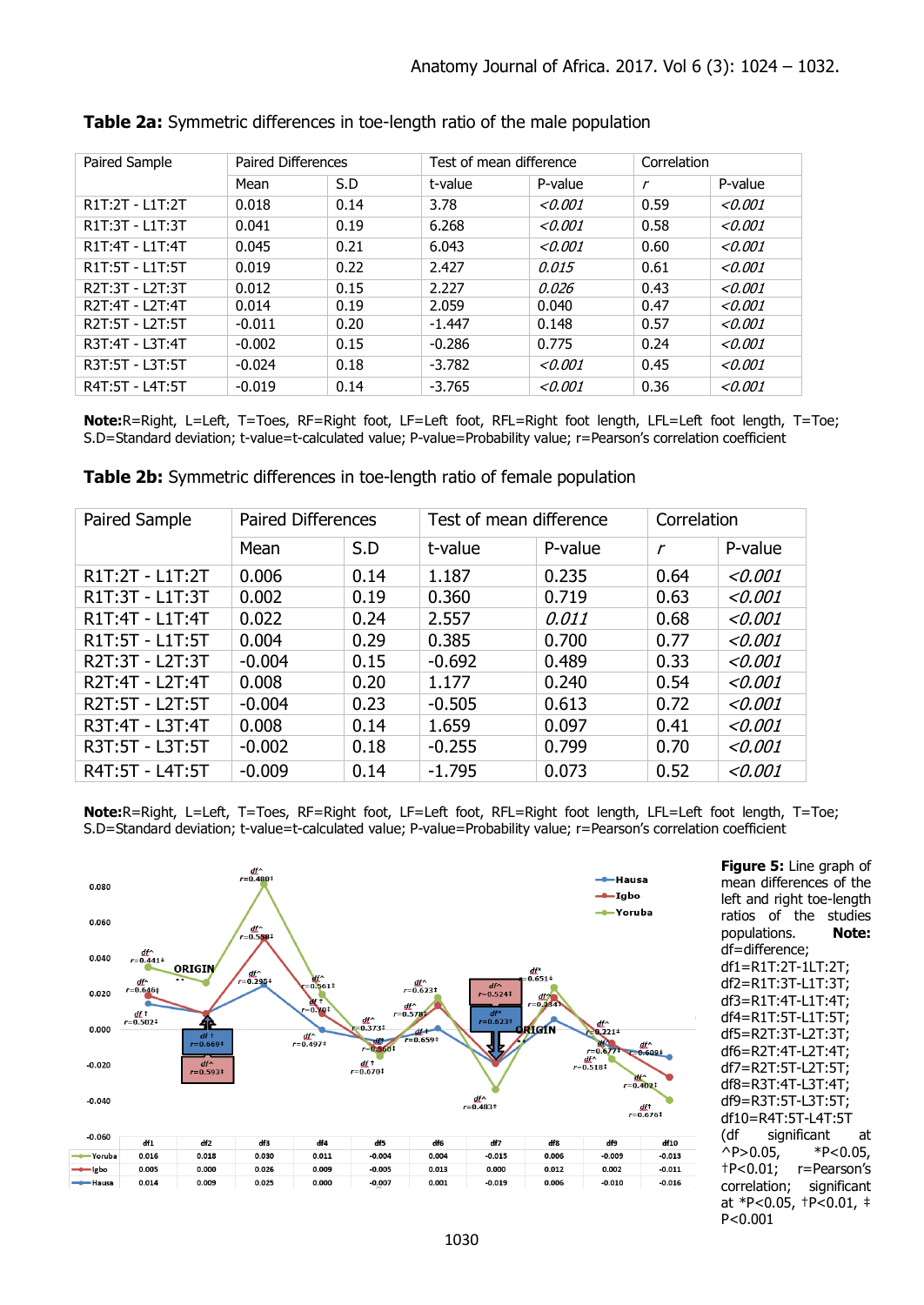**Table 2a:** Symmetric differences in toe-length ratio of the male population

| Paired Sample | Paired Differences | | Test of mean difference | | Correlation | |
|---|---|---|---|---|---|---|
| | Mean | S.D | t-value | P-value | *r* | P-value |
| R1T:2T - L1T:2T | 0.018 | 0.14 | 3.78 | *<0.001* | 0.59 | *<0.001* |
| R1T:3T - L1T:3T | 0.041 | 0.19 | 6.268 | *<0.001* | 0.58 | *<0.001* |
| R1T:4T - L1T:4T | 0.045 | 0.21 | 6.043 | *<0.001* | 0.60 | *<0.001* |
| R1T:5T - L1T:5T | 0.019 | 0.22 | 2.427 | *0.015* | 0.61 | *<0.001* |
| R2T:3T - L2T:3T | 0.012 | 0.15 | 2.227 | *0.026* | 0.43 | *<0.001* |
| R2T:4T - L2T:4T | 0.014 | 0.19 | 2.059 | 0.040 | 0.47 | *<0.001* |
| R2T:5T - L2T:5T | -0.011 | 0.20 | -1.447 | 0.148 | 0.57 | *<0.001* |
| R3T:4T - L3T:4T | -0.002 | 0.15 | -0.286 | 0.775 | 0.24 | *<0.001* |
| R3T:5T - L3T:5T | -0.024 | 0.18 | -3.782 | *<0.001* | 0.45 | *<0.001* |
| R4T:5T - L4T:5T | -0.019 | 0.14 | -3.765 | *<0.001* | 0.36 | *<0.001* |

**Note:**R=Right, L=Left, T=Toes, RF=Right foot, LF=Left foot, RFL=Right foot length, LFL=Left foot length, T=Toe; S.D=Standard deviation; t-value=t-calculated value; P-value=Probability value; r=Pearson's correlation coefficient

**Table 2b:** Symmetric differences in toe-length ratio of female population

| Paired Sample | Paired Differences | | Test of mean difference | | Correlation | |
|---|---|---|---|---|---|---|
| | Mean | S.D | t-value | P-value | *r* | P-value |
| R1T:2T - L1T:2T | 0.006 | 0.14 | 1.187 | 0.235 | 0.64 | *<0.001* |
| R1T:3T - L1T:3T | 0.002 | 0.19 | 0.360 | 0.719 | 0.63 | *<0.001* |
| R1T:4T - L1T:4T | 0.022 | 0.24 | 2.557 | *0.011* | 0.68 | *<0.001* |
| R1T:5T - L1T:5T | 0.004 | 0.29 | 0.385 | 0.700 | 0.77 | *<0.001* |
| R2T:3T - L2T:3T | -0.004 | 0.15 | -0.692 | 0.489 | 0.33 | *<0.001* |
| R2T:4T - L2T:4T | 0.008 | 0.20 | 1.177 | 0.240 | 0.54 | *<0.001* |
| R2T:5T - L2T:5T | -0.004 | 0.23 | -0.505 | 0.613 | 0.72 | *<0.001* |
| R3T:4T - L3T:4T | 0.008 | 0.14 | 1.659 | 0.097 | 0.41 | *<0.001* |
| R3T:5T - L3T:5T | -0.002 | 0.18 | -0.255 | 0.799 | 0.70 | *<0.001* |
| R4T:5T - L4T:5T | -0.009 | 0.14 | -1.795 | 0.073 | 0.52 | *<0.001* |

**Note:**R=Right, L=Left, T=Toes, RF=Right foot, LF=Left foot, RFL=Right foot length, LFL=Left foot length, T=Toe; S.D=Standard deviation; t-value=t-calculated value; P-value=Probability value; r=Pearson's correlation coefficient

| | df1 | df2 | df3 | df4 | df5 | df6 | df7 | df8 | df9 | df10 |
|---|---|---|---|---|---|---|---|---|---|---|
| Yoruba | 0.016 | 0.018 | 0.030 | 0.011 | -0.004 | 0.004 | -0.015 | 0.006 | -0.009 | -0.013 |
| Igbo | 0.005 | 0.000 | 0.026 | 0.009 | -0.005 | 0.013 | 0.000 | 0.012 | 0.002 | -0.011 |
| Hausa | 0.014 | 0.009 | 0.025 | 0.000 | -0.007 | 0.001 | -0.019 | 0.006 | -0.010 | -0.016 |

**Figure 5:** Line graph of mean differences of the left and right toe-length ratios of the studies populations. **Note:** df=difference; df1=R1T:2T-1LT:2T; df2=R1T:3T-L1T:3T; df3=R1T:4T-L1T:4T; df4=R1T:5T-L1T:5T; df5=R2T:3T-L2T:3T; df6=R2T:4T-L2T:4T; df7=R2T:5T-L2T:5T; df8=R3T:4T-L3T:4T; df9=R3T:5T-L3T:5T; df10=R4T:5T-L4T:5T (df significant at ^P>0.05, *P<0.05, †P<0.01; r=Pearson's correlation; significant at *P<0.05, †P<0.01, ‡ P<0.001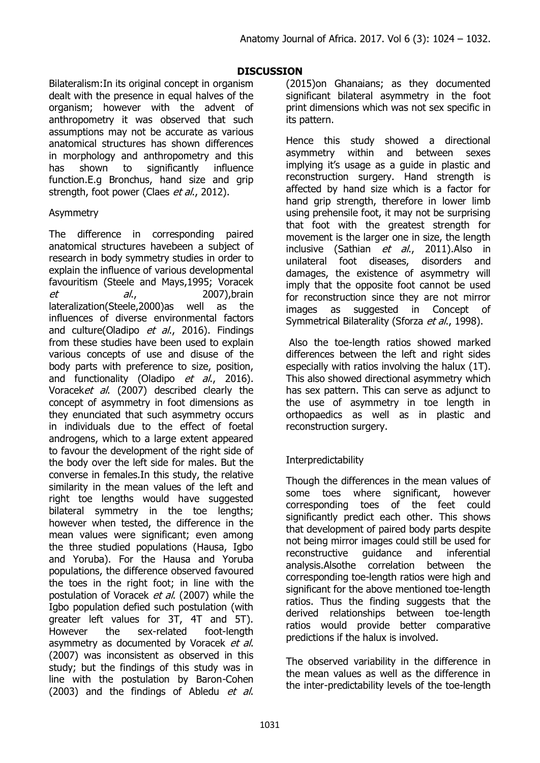## DISCUSSION

Bilateralism:In its original concept in organism dealt with the presence in equal halves of the organism; however with the advent of anthropometry it was observed that such assumptions may not be accurate as various anatomical structures has shown differences in morphology and anthropometry and this has shown to significantly influence function.E.g Bronchus, hand size and grip strength, foot power (Claes *et al*., 2012).

Asymmetry

The difference in corresponding paired anatomical structures havebeen a subject of research in body symmetry studies in order to explain the influence of various developmental favouritism (Steele and Mays,1995; Voracek *et al*., 2007),brain lateralization(Steele,2000)as well as the influences of diverse environmental factors and culture(Oladipo *et al*., 2016). Findings from these studies have been used to explain various concepts of use and disuse of the body parts with preference to size, position, and functionality (Oladipo *et al*., 2016). Voracek*et al*. (2007) described clearly the concept of asymmetry in foot dimensions as they enunciated that such asymmetry occurs in individuals due to the effect of foetal androgens, which to a large extent appeared to favour the development of the right side of the body over the left side for males. But the converse in females.In this study, the relative similarity in the mean values of the left and right toe lengths would have suggested bilateral symmetry in the toe lengths; however when tested, the difference in the mean values were significant; even among the three studied populations (Hausa, Igbo and Yoruba). For the Hausa and Yoruba populations, the difference observed favoured the toes in the right foot; in line with the postulation of Voracek *et al*. (2007) while the Igbo population defied such postulation (with greater left values for 3T, 4T and 5T). However the sex-related foot-length asymmetry as documented by Voracek *et al*. (2007) was inconsistent as observed in this study; but the findings of this study was in line with the postulation by Baron-Cohen (2003) and the findings of Abledu *et al*. (2015)on Ghanaians; as they documented significant bilateral asymmetry in the foot print dimensions which was not sex specific in its pattern.

Hence this study showed a directional asymmetry within and between sexes implying it's usage as a guide in plastic and reconstruction surgery. Hand strength is affected by hand size which is a factor for hand grip strength, therefore in lower limb using prehensile foot, it may not be surprising that foot with the greatest strength for movement is the larger one in size, the length inclusive (Sathian *et al*., 2011).Also in unilateral foot diseases, disorders and damages, the existence of asymmetry will imply that the opposite foot cannot be used for reconstruction since they are not mirror images as suggested in Concept of Symmetrical Bilaterality (Sforza *et al*., 1998).

Also the toe-length ratios showed marked differences between the left and right sides especially with ratios involving the halux (1T). This also showed directional asymmetry which has sex pattern. This can serve as adjunct to the use of asymmetry in toe length in orthopaedics as well as in plastic and reconstruction surgery.

Interpredictability

Though the differences in the mean values of some toes where significant, however corresponding toes of the feet could significantly predict each other. This shows that development of paired body parts despite not being mirror images could still be used for reconstructive guidance and inferential analysis.Alsothe correlation between the corresponding toe-length ratios were high and significant for the above mentioned toe-length ratios. Thus the finding suggests that the derived relationships between toe-length ratios would provide better comparative predictions if the halux is involved.

The observed variability in the difference in the mean values as well as the difference in the inter-predictability levels of the toe-length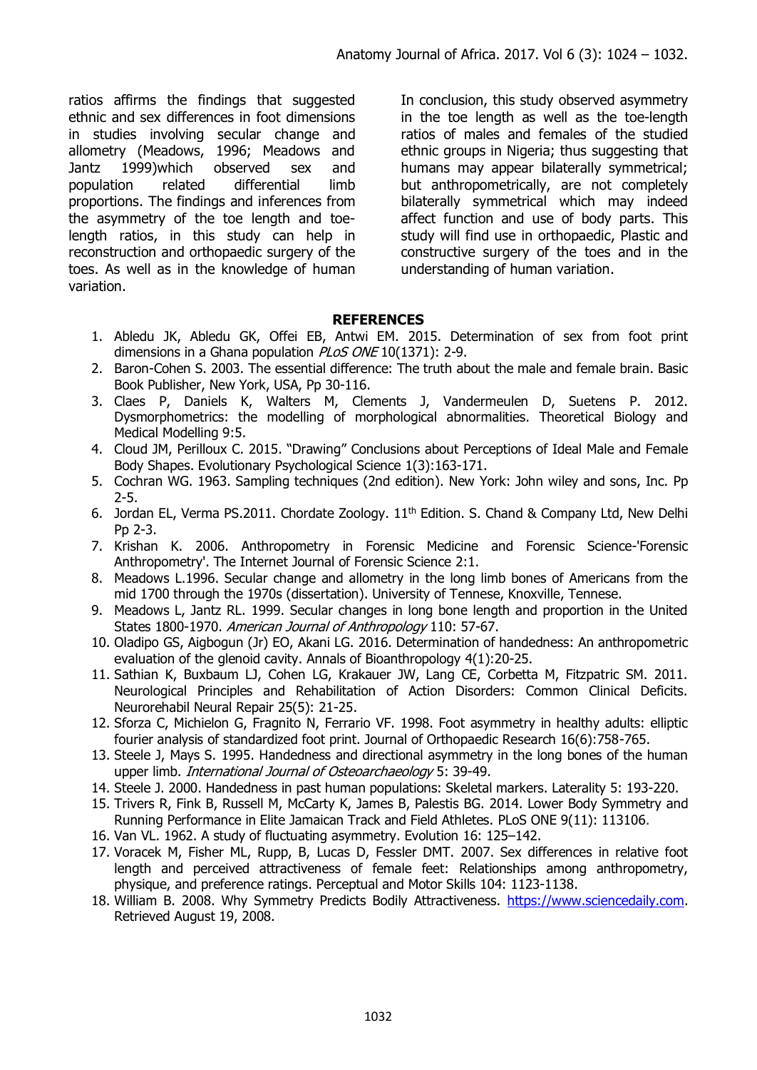ratios affirms the findings that suggested ethnic and sex differences in foot dimensions in studies involving secular change and allometry (Meadows, 1996; Meadows and Jantz 1999)which observed sex and population related differential limb proportions. The findings and inferences from the asymmetry of the toe length and toe-length ratios, in this study can help in reconstruction and orthopaedic surgery of the toes. As well as in the knowledge of human variation.

In conclusion, this study observed asymmetry in the toe length as well as the toe-length ratios of males and females of the studied ethnic groups in Nigeria; thus suggesting that humans may appear bilaterally symmetrical; but anthropometrically, are not completely bilaterally symmetrical which may indeed affect function and use of body parts. This study will find use in orthopaedic, Plastic and constructive surgery of the toes and in the understanding of human variation.

## REFERENCES

1. Abledu JK, Abledu GK, Offei EB, Antwi EM. 2015. Determination of sex from foot print dimensions in a Ghana population *PLoS ONE* 10(1371): 2-9.
2. Baron-Cohen S. 2003. The essential difference: The truth about the male and female brain. Basic Book Publisher, New York, USA, Pp 30-116.
3. Claes P, Daniels K, Walters M, Clements J, Vandermeulen D, Suetens P. 2012. Dysmorphometrics: the modelling of morphological abnormalities. Theoretical Biology and Medical Modelling 9:5.
4. Cloud JM, Perilloux C. 2015. "Drawing" Conclusions about Perceptions of Ideal Male and Female Body Shapes. Evolutionary Psychological Science 1(3):163-171.
5. Cochran WG. 1963. Sampling techniques (2nd edition). New York: John wiley and sons, Inc. Pp 2-5.
6. Jordan EL, Verma PS.2011. Chordate Zoology. 11th Edition. S. Chand & Company Ltd, New Delhi Pp 2-3.
7. Krishan K. 2006. Anthropometry in Forensic Medicine and Forensic Science-'Forensic Anthropometry'. The Internet Journal of Forensic Science 2:1.
8. Meadows L.1996. Secular change and allometry in the long limb bones of Americans from the mid 1700 through the 1970s (dissertation). University of Tennese, Knoxville, Tennese.
9. Meadows L, Jantz RL. 1999. Secular changes in long bone length and proportion in the United States 1800-1970. *American Journal of Anthropology* 110: 57-67.
10. Oladipo GS, Aigbogun (Jr) EO, Akani LG. 2016. Determination of handedness: An anthropometric evaluation of the glenoid cavity. Annals of Bioanthropology 4(1):20-25.
11. Sathian K, Buxbaum LJ, Cohen LG, Krakauer JW, Lang CE, Corbetta M, Fitzpatric SM. 2011. Neurological Principles and Rehabilitation of Action Disorders: Common Clinical Deficits. Neurorehabil Neural Repair 25(5): 21-25.
12. Sforza C, Michielon G, Fragnito N, Ferrario VF. 1998. Foot asymmetry in healthy adults: elliptic fourier analysis of standardized foot print. Journal of Orthopaedic Research 16(6):758-765.
13. Steele J, Mays S. 1995. Handedness and directional asymmetry in the long bones of the human upper limb. *International Journal of Osteoarchaeology* 5: 39-49.
14. Steele J. 2000. Handedness in past human populations: Skeletal markers. Laterality 5: 193-220.
15. Trivers R, Fink B, Russell M, McCarty K, James B, Palestis BG. 2014. Lower Body Symmetry and Running Performance in Elite Jamaican Track and Field Athletes. PLoS ONE 9(11): 113106.
16. Van VL. 1962. A study of fluctuating asymmetry. Evolution 16: 125–142.
17. Voracek M, Fisher ML, Rupp, B, Lucas D, Fessler DMT. 2007. Sex differences in relative foot length and perceived attractiveness of female feet: Relationships among anthropometry, physique, and preference ratings. Perceptual and Motor Skills 104: 1123-1138.
18. William B. 2008. Why Symmetry Predicts Bodily Attractiveness. https://www.sciencedaily.com. Retrieved August 19, 2008.